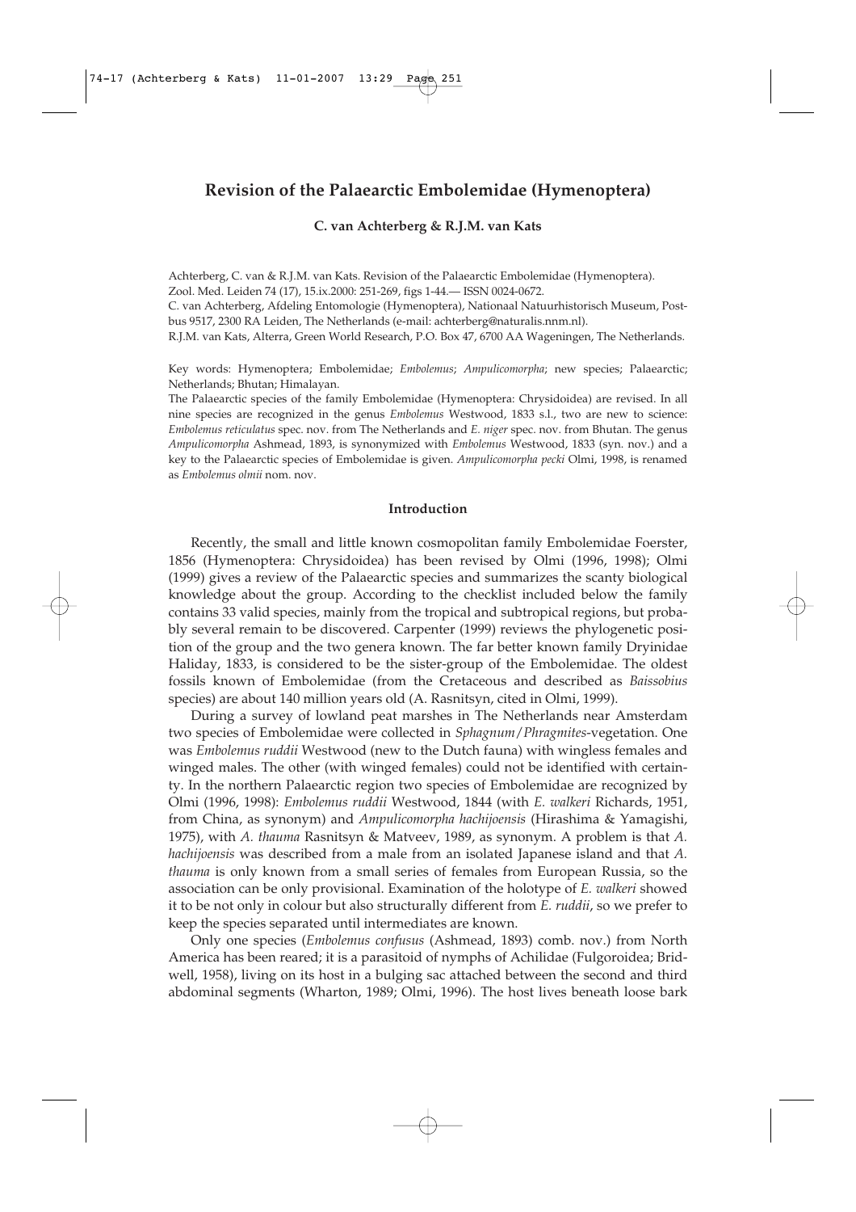# Revision of the Palaearctic Embolemidae (Hymenoptera)

**C. van Achterberg & R.J.M. van Kats**

Achterberg, C. van & R.J.M. van Kats. Revision of the Palaearctic Embolemidae (Hymenoptera). Zool. Med. Leiden 74 (17), 15.ix.2000: 251-269, figs 1-44.— ISSN 0024-0672.

C. van Achterberg, Afdeling Entomologie (Hymenoptera), Nationaal Natuurhistorisch Museum, Postbus 9517, 2300 RA Leiden, The Netherlands (e-mail: achterberg@naturalis.nnm.nl).

R.J.M. van Kats, Alterra, Green World Research, P.O. Box 47, 6700 AA Wageningen, The Netherlands.

Key words: Hymenoptera; Embolemidae; *Embolemus*; *Ampulicomorpha*; new species; Palaearctic; Netherlands; Bhutan; Himalayan.

The Palaearctic species of the family Embolemidae (Hymenoptera: Chrysidoidea) are revised. In all nine species are recognized in the genus *Embolemus* Westwood, 1833 s.l., two are new to science: *Embolemus reticulatus* spec. nov. from The Netherlands and *E. niger* spec. nov. from Bhutan. The genus *Ampulicomorpha* Ashmead, 1893, is synonymized with *Embolemus* Westwood, 1833 (syn. nov.) and a key to the Palaearctic species of Embolemidae is given. *Ampulicomorpha pecki* Olmi, 1998, is renamed as *Embolemus olmii* nom. nov.

## Introduction

Recently, the small and little known cosmopolitan family Embolemidae Foerster, 1856 (Hymenoptera: Chrysidoidea) has been revised by Olmi (1996, 1998); Olmi (1999) gives a review of the Palaearctic species and summarizes the scanty biological knowledge about the group. According to the checklist included below the family contains 33 valid species, mainly from the tropical and subtropical regions, but probably several remain to be discovered. Carpenter (1999) reviews the phylogenetic position of the group and the two genera known. The far better known family Dryinidae Haliday, 1833, is considered to be the sister-group of the Embolemidae. The oldest fossils known of Embolemidae (from the Cretaceous and described as *Baissobius* species) are about 140 million years old (A. Rasnitsyn, cited in Olmi, 1999).

During a survey of lowland peat marshes in The Netherlands near Amsterdam two species of Embolemidae were collected in *Sphagnum*/*Phragmites*-vegetation. One was *Embolemus ruddii* Westwood (new to the Dutch fauna) with wingless females and winged males. The other (with winged females) could not be identified with certainty. In the northern Palaearctic region two species of Embolemidae are recognized by Olmi (1996, 1998): *Embolemus ruddii* Westwood, 1844 (with *E. walkeri* Richards, 1951, from China, as synonym) and *Ampulicomorpha hachijoensis* (Hirashima & Yamagishi, 1975), with *A. thauma* Rasnitsyn & Matveev, 1989, as synonym. A problem is that *A. hachijoensis* was described from a male from an isolated Japanese island and that *A. thauma* is only known from a small series of females from European Russia, so the association can be only provisional. Examination of the holotype of *E. walkeri* showed it to be not only in colour but also structurally different from *E. ruddii*, so we prefer to keep the species separated until intermediates are known.

Only one species (*Embolemus confusus* (Ashmead, 1893) comb. nov.) from North America has been reared; it is a parasitoid of nymphs of Achilidae (Fulgoroidea; Bridwell, 1958), living on its host in a bulging sac attached between the second and third abdominal segments (Wharton, 1989; Olmi, 1996). The host lives beneath loose bark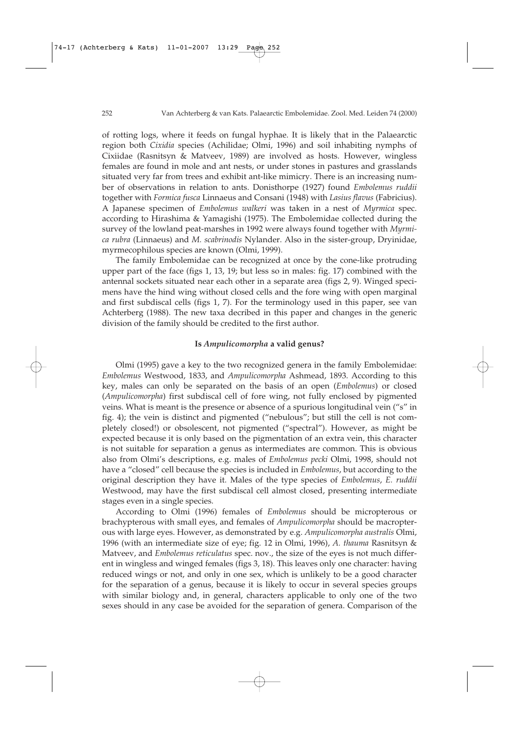of rotting logs, where it feeds on fungal hyphae. It is likely that in the Palaearctic region both *Cixidia* species (Achilidae; Olmi, 1996) and soil inhabiting nymphs of Cixiidae (Rasnitsyn & Matveev, 1989) are involved as hosts. However, wingless females are found in mole and ant nests, or under stones in pastures and grasslands situated very far from trees and exhibit ant-like mimicry. There is an increasing number of observations in relation to ants. Donisthorpe (1927) found *Embolemus ruddii* together with *Formica fusca* Linnaeus and Consani (1948) with *Lasius flavus* (Fabricius). A Japanese specimen of *Embolemus walkeri* was taken in a nest of *Myrmica* spec. according to Hirashima & Yamagishi (1975). The Embolemidae collected during the survey of the lowland peat-marshes in 1992 were always found together with *Myrmica rubra* (Linnaeus) and *M. scabrinodis* Nylander. Also in the sister-group, Dryinidae, myrmecophilous species are known (Olmi, 1999).

The family Embolemidae can be recognized at once by the cone-like protruding upper part of the face (figs 1, 13, 19; but less so in males: fig. 17) combined with the antennal sockets situated near each other in a separate area (figs 2, 9). Winged specimens have the hind wing without closed cells and the fore wing with open marginal and first subdiscal cells (figs 1, 7). For the terminology used in this paper, see van Achterberg (1988). The new taxa decribed in this paper and changes in the generic division of the family should be credited to the first author.

## Is *Ampulicomorpha* a valid genus?

Olmi (1995) gave a key to the two recognized genera in the family Embolemidae: *Embolemus* Westwood, 1833, and *Ampulicomorpha* Ashmead, 1893. According to this key, males can only be separated on the basis of an open (*Embolemus*) or closed (*Ampulicomorpha*) first subdiscal cell of fore wing, not fully enclosed by pigmented veins. What is meant is the presence or absence of a spurious longitudinal vein ("s" in fig. 4); the vein is distinct and pigmented ("nebulous"; but still the cell is not completely closed!) or obsolescent, not pigmented ("spectral"). However, as might be expected because it is only based on the pigmentation of an extra vein, this character is not suitable for separation a genus as intermediates are common. This is obvious also from Olmi's descriptions, e.g. males of *Embolemus pecki* Olmi, 1998, should not have a "closed" cell because the species is included in *Embolemus*, but according to the original description they have it. Males of the type species of *Embolemus*, *E. ruddii* Westwood, may have the first subdiscal cell almost closed, presenting intermediate stages even in a single species.

According to Olmi (1996) females of *Embolemus* should be micropterous or brachypterous with small eyes, and females of *Ampulicomorpha* should be macropterous with large eyes. However, as demonstrated by e.g. *Ampulicomorpha australis* Olmi, 1996 (with an intermediate size of eye; fig. 12 in Olmi, 1996), *A. thauma* Rasnitsyn & Matveev, and *Embolemus reticulatus* spec. nov., the size of the eyes is not much different in wingless and winged females (figs 3, 18). This leaves only one character: having reduced wings or not, and only in one sex, which is unlikely to be a good character for the separation of a genus, because it is likely to occur in several species groups with similar biology and, in general, characters applicable to only one of the two sexes should in any case be avoided for the separation of genera. Comparison of the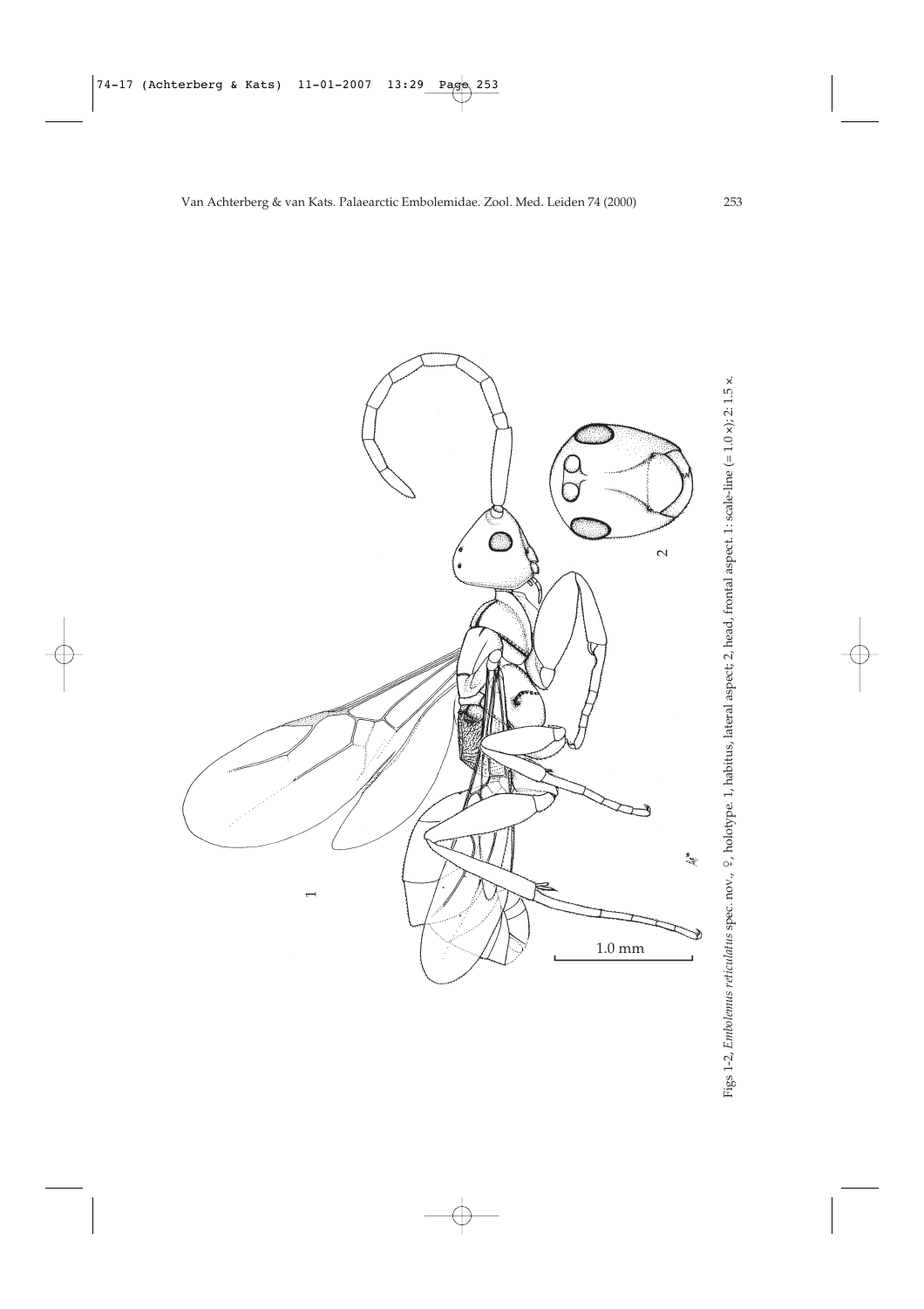Figs 1-2, *Embolemus reticulatus* spec. nov., ♀, holotype. 1, habitus, lateral aspect; 2, head, frontal aspect. 1: scale-line (= 1.0 ×); 2: 1.5 ×.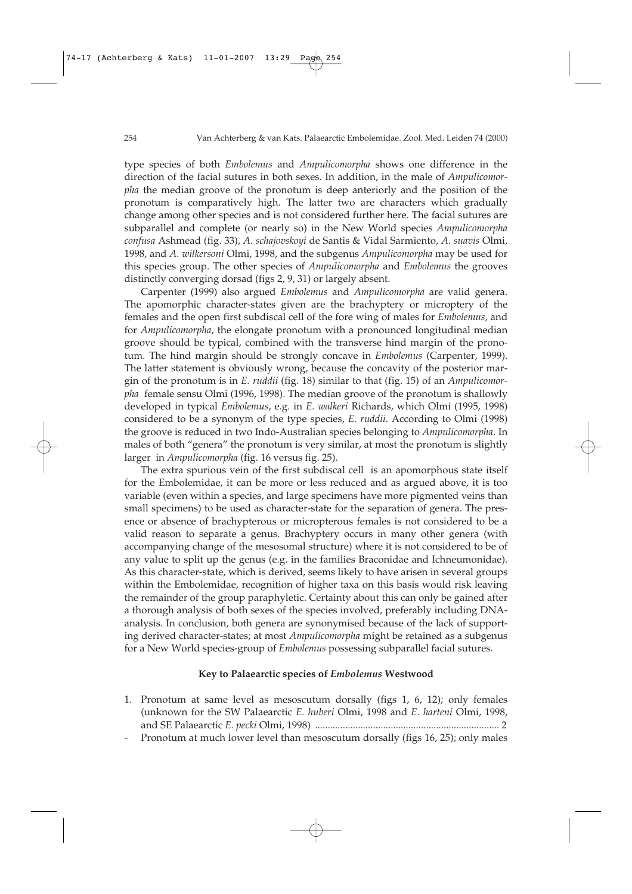type species of both *Embolemus* and *Ampulicomorpha* shows one difference in the direction of the facial sutures in both sexes. In addition, in the male of *Ampulicomorpha* the median groove of the pronotum is deep anteriorly and the position of the pronotum is comparatively high. The latter two are characters which gradually change among other species and is not considered further here. The facial sutures are subparallel and complete (or nearly so) in the New World species *Ampulicomorpha confusa* Ashmead (fig. 33), *A. schajovskoyi* de Santis & Vidal Sarmiento, *A. suavis* Olmi, 1998, and *A. wilkersoni* Olmi, 1998, and the subgenus *Ampulicomorpha* may be used for this species group. The other species of *Ampulicomorpha* and *Embolemus* the grooves distinctly converging dorsad (figs 2, 9, 31) or largely absent.

Carpenter (1999) also argued *Embolemus* and *Ampulicomorpha* are valid genera. The apomorphic character-states given are the brachyptery or microptery of the females and the open first subdiscal cell of the fore wing of males for *Embolemus*, and for *Ampulicomorpha*, the elongate pronotum with a pronounced longitudinal median groove should be typical, combined with the transverse hind margin of the pronotum. The hind margin should be strongly concave in *Embolemus* (Carpenter, 1999). The latter statement is obviously wrong, because the concavity of the posterior margin of the pronotum is in *E. ruddii* (fig. 18) similar to that (fig. 15) of an *Ampulicomorpha* female sensu Olmi (1996, 1998). The median groove of the pronotum is shallowly developed in typical *Embolemus*, e.g. in *E. walkeri* Richards, which Olmi (1995, 1998) considered to be a synonym of the type species, *E. ruddii*. According to Olmi (1998) the groove is reduced in two Indo-Australian species belonging to *Ampulicomorpha*. In males of both "genera" the pronotum is very similar, at most the pronotum is slightly larger in *Ampulicomorpha* (fig. 16 versus fig. 25).

The extra spurious vein of the first subdiscal cell is an apomorphous state itself for the Embolemidae, it can be more or less reduced and as argued above, it is too variable (even within a species, and large specimens have more pigmented veins than small specimens) to be used as character-state for the separation of genera. The presence or absence of brachypterous or micropterous females is not considered to be a valid reason to separate a genus. Brachyptery occurs in many other genera (with accompanying change of the mesosomal structure) where it is not considered to be of any value to split up the genus (e.g. in the families Braconidae and Ichneumonidae). As this character-state, which is derived, seems likely to have arisen in several groups within the Embolemidae, recognition of higher taxa on this basis would risk leaving the remainder of the group paraphyletic. Certainty about this can only be gained after a thorough analysis of both sexes of the species involved, preferably including DNA-analysis. In conclusion, both genera are synonymised because of the lack of supporting derived character-states; at most *Ampulicomorpha* might be retained as a subgenus for a New World species-group of *Embolemus* possessing subparallel facial sutures.

## Key to Palaearctic species of *Embolemus* Westwood

1. Pronotum at same level as mesoscutum dorsally (figs 1, 6, 12); only females (unknown for the SW Palaearctic *E. huberi* Olmi, 1998 and *E. harteni* Olmi, 1998, and SE Palaearctic *E. pecki* Olmi, 1998) ........................................................................ 2
- Pronotum at much lower level than mesoscutum dorsally (figs 16, 25); only males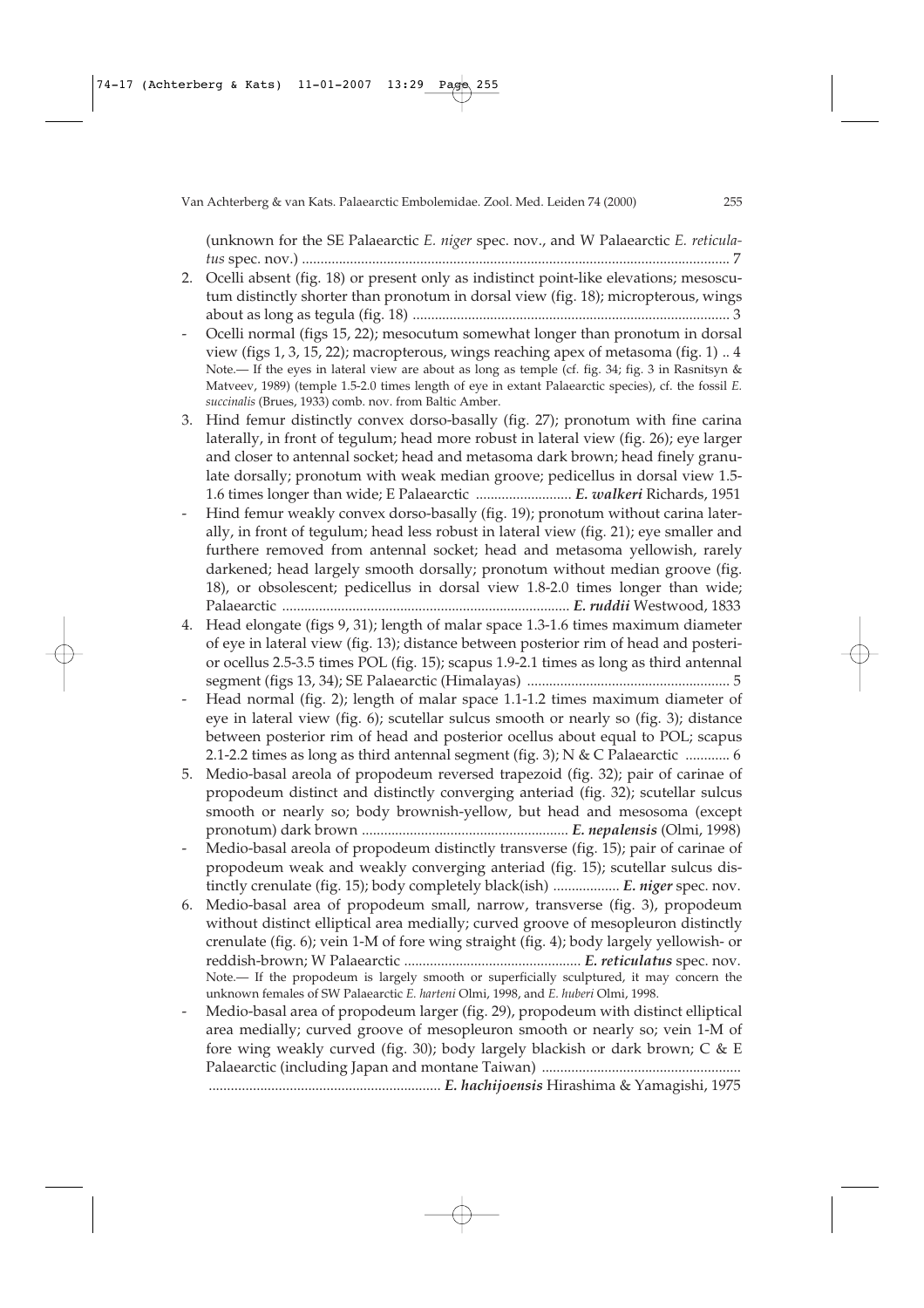(unknown for the SE Palaearctic *E. niger* spec. nov., and W Palaearctic *E. reticulatus* spec. nov.) .................................................................................................................. 7

2. Ocelli absent (fig. 18) or present only as indistinct point-like elevations; mesoscutum distinctly shorter than pronotum in dorsal view (fig. 18); micropterous, wings about as long as tegula (fig. 18) ..................................................................................... 3
- Ocelli normal (figs 15, 22); mesocutum somewhat longer than pronotum in dorsal view (figs 1, 3, 15, 22); macropterous, wings reaching apex of metasoma (fig. 1) .. 4
  Note.— If the eyes in lateral view are about as long as temple (cf. fig. 34; fig. 3 in Rasnitsyn & Matveev, 1989) (temple 1.5-2.0 times length of eye in extant Palaearctic species), cf. the fossil *E. succinalis* (Brues, 1933) comb. nov. from Baltic Amber.
3. Hind femur distinctly convex dorso-basally (fig. 27); pronotum with fine carina laterally, in front of tegulum; head more robust in lateral view (fig. 26); eye larger and closer to antennal socket; head and metasoma dark brown; head finely granulate dorsally; pronotum with weak median groove; pedicellus in dorsal view 1.5-1.6 times longer than wide; E Palaearctic .......................... ***E. walkeri*** Richards, 1951
- Hind femur weakly convex dorso-basally (fig. 19); pronotum without carina laterally, in front of tegulum; head less robust in lateral view (fig. 21); eye smaller and furthere removed from antennal socket; head and metasoma yellowish, rarely darkened; head largely smooth dorsally; pronotum without median groove (fig. 18), or obsolescent; pedicellus in dorsal view 1.8-2.0 times longer than wide; Palaearctic ............................................................................ ***E. ruddii*** Westwood, 1833
4. Head elongate (figs 9, 31); length of malar space 1.3-1.6 times maximum diameter of eye in lateral view (fig. 13); distance between posterior rim of head and posterior ocellus 2.5-3.5 times POL (fig. 15); scapus 1.9-2.1 times as long as third antennal segment (figs 13, 34); SE Palaearctic (Himalayas) ....................................................... 5
- Head normal (fig. 2); length of malar space 1.1-1.2 times maximum diameter of eye in lateral view (fig. 6); scutellar sulcus smooth or nearly so (fig. 3); distance between posterior rim of head and posterior ocellus about equal to POL; scapus 2.1-2.2 times as long as third antennal segment (fig. 3); N & C Palaearctic ............ 6
5. Medio-basal areola of propodeum reversed trapezoid (fig. 32); pair of carinae of propodeum distinct and distinctly converging anteriad (fig. 32); scutellar sulcus smooth or nearly so; body brownish-yellow, but head and mesosoma (except pronotum) dark brown ........................................................ ***E. nepalensis*** (Olmi, 1998)
- Medio-basal areola of propodeum distinctly transverse (fig. 15); pair of carinae of propodeum weak and weakly converging anteriad (fig. 15); scutellar sulcus distinctly crenulate (fig. 15); body completely black(ish) .................. ***E. niger*** spec. nov.
6. Medio-basal area of propodeum small, narrow, transverse (fig. 3), propodeum without distinct elliptical area medially; curved groove of mesopleuron distinctly crenulate (fig. 6); vein 1-M of fore wing straight (fig. 4); body largely yellowish- or reddish-brown; W Palaearctic ................................................ ***E. reticulatus*** spec. nov.
  Note.— If the propodeum is largely smooth or superficially sculptured, it may concern the unknown females of SW Palaearctic *E. harteni* Olmi, 1998, and *E. huberi* Olmi, 1998.
- Medio-basal area of propodeum larger (fig. 29), propodeum with distinct elliptical area medially; curved groove of mesopleuron smooth or nearly so; vein 1-M of fore wing weakly curved (fig. 30); body largely blackish or dark brown; C & E Palaearctic (including Japan and montane Taiwan) ...................................................... .............................................................. ***E. hachijoensis*** Hirashima & Yamagishi, 1975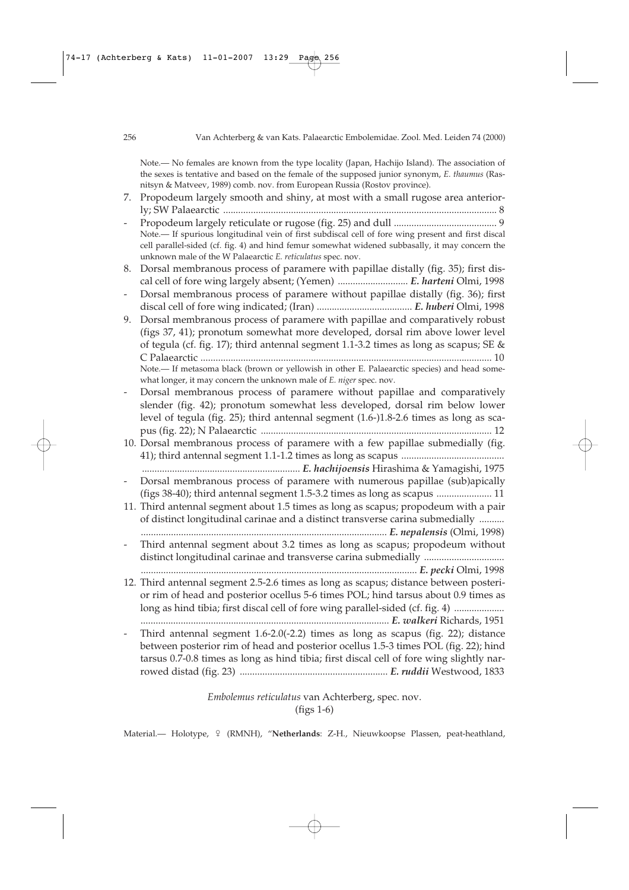Note.— No females are known from the type locality (Japan, Hachijo Island). The association of the sexes is tentative and based on the female of the supposed junior synonym, *E. thaumus* (Rasnitsyn & Matveev, 1989) comb. nov. from European Russia (Rostov province).

7. Propodeum largely smooth and shiny, at most with a small rugose area anteriorly; SW Palaearctic ............................................................................................................ 8
- Propodeum largely reticulate or rugose (fig. 25) and dull ......................................... 9
  Note.— If spurious longitudinal vein of first subdiscal cell of fore wing present and first discal cell parallel-sided (cf. fig. 4) and hind femur somewhat widened subbasally, it may concern the unknown male of the W Palaearctic *E. reticulatus* spec. nov.
8. Dorsal membranous process of paramere with papillae distally (fig. 35); first discal cell of fore wing largely absent; (Yemen) ............................ ***E. harteni*** Olmi, 1998
- Dorsal membranous process of paramere without papillae distally (fig. 36); first discal cell of fore wing indicated; (Iran) ...................................... ***E. huberi*** Olmi, 1998
9. Dorsal membranous process of paramere with papillae and comparatively robust (figs 37, 41); pronotum somewhat more developed, dorsal rim above lower level of tegula (cf. fig. 17); third antennal segment 1.1-3.2 times as long as scapus; SE & C Palaearctic ................................................................................................................... 10
  Note.— If metasoma black (brown or yellowish in other E. Palaearctic species) and head somewhat longer, it may concern the unknown male of *E. niger* spec. nov.
- Dorsal membranous process of paramere without papillae and comparatively slender (fig. 42); pronotum somewhat less developed, dorsal rim below lower level of tegula (fig. 25); third antennal segment (1.6-)1.8-2.6 times as long as scapus (fig. 22); N Palaearctic ............................................................................................ 12
10. Dorsal membranous process of paramere with a few papillae submedially (fig. 41); third antennal segment 1.1-1.2 times as long as scapus .........................................
  ............................................................... ***E. hachijoensis*** Hirashima & Yamagishi, 1975
- Dorsal membranous process of paramere with numerous papillae (sub)apically (figs 38-40); third antennal segment 1.5-3.2 times as long as scapus ...................... 11
11. Third antennal segment about 1.5 times as long as scapus; propodeum with a pair of distinct longitudinal carinae and a distinct transverse carina submedially ..........
  ................................................................................................. ***E. nepalensis*** (Olmi, 1998)
- Third antennal segment about 3.2 times as long as scapus; propodeum without distinct longitudinal carinae and transverse carina submedially ................................
  ............................................................................................................. ***E. pecki*** Olmi, 1998
12. Third antennal segment 2.5-2.6 times as long as scapus; distance between posterior rim of head and posterior ocellus 5-6 times POL; hind tarsus about 0.9 times as long as hind tibia; first discal cell of fore wing parallel-sided (cf. fig. 4) ....................
  .................................................................................................. ***E. walkeri*** Richards, 1951
- Third antennal segment 1.6-2.0(-2.2) times as long as scapus (fig. 22); distance between posterior rim of head and posterior ocellus 1.5-3 times POL (fig. 22); hind tarsus 0.7-0.8 times as long as hind tibia; first discal cell of fore wing slightly narrowed distad (fig. 23) ........................................................... ***E. ruddii*** Westwood, 1833

*Embolemus reticulatus* van Achterberg, spec. nov.
(figs 1-6)

Material.— Holotype, ♀ (RMNH), "**Netherlands**: Z-H., Nieuwkoopse Plassen, peat-heathland,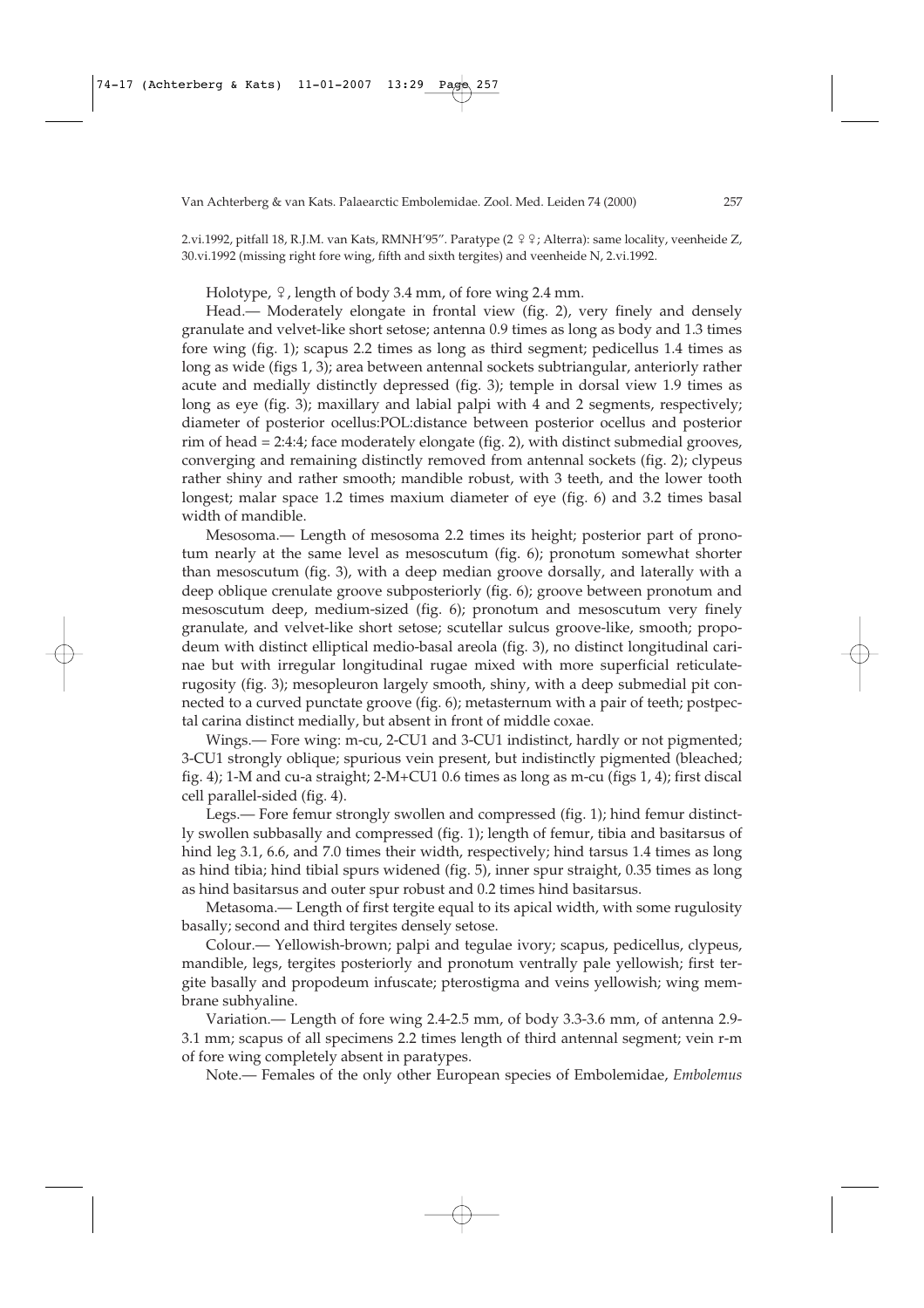2.vi.1992, pitfall 18, R.J.M. van Kats, RMNH'95". Paratype (2 ♀♀; Alterra): same locality, veenheide Z, 30.vi.1992 (missing right fore wing, fifth and sixth tergites) and veenheide N, 2.vi.1992.

Holotype, ♀, length of body 3.4 mm, of fore wing 2.4 mm.

Head.— Moderately elongate in frontal view (fig. 2), very finely and densely granulate and velvet-like short setose; antenna 0.9 times as long as body and 1.3 times fore wing (fig. 1); scapus 2.2 times as long as third segment; pedicellus 1.4 times as long as wide (figs 1, 3); area between antennal sockets subtriangular, anteriorly rather acute and medially distinctly depressed (fig. 3); temple in dorsal view 1.9 times as long as eye (fig. 3); maxillary and labial palpi with 4 and 2 segments, respectively; diameter of posterior ocellus:POL:distance between posterior ocellus and posterior rim of head = 2:4:4; face moderately elongate (fig. 2), with distinct submedial grooves, converging and remaining distinctly removed from antennal sockets (fig. 2); clypeus rather shiny and rather smooth; mandible robust, with 3 teeth, and the lower tooth longest; malar space 1.2 times maxium diameter of eye (fig. 6) and 3.2 times basal width of mandible.

Mesosoma.— Length of mesosoma 2.2 times its height; posterior part of pronotum nearly at the same level as mesoscutum (fig. 6); pronotum somewhat shorter than mesoscutum (fig. 3), with a deep median groove dorsally, and laterally with a deep oblique crenulate groove subposteriorly (fig. 6); groove between pronotum and mesoscutum deep, medium-sized (fig. 6); pronotum and mesoscutum very finely granulate, and velvet-like short setose; scutellar sulcus groove-like, smooth; propodeum with distinct elliptical medio-basal areola (fig. 3), no distinct longitudinal carinae but with irregular longitudinal rugae mixed with more superficial reticulate-rugosity (fig. 3); mesopleuron largely smooth, shiny, with a deep submedial pit connected to a curved punctate groove (fig. 6); metasternum with a pair of teeth; postpectal carina distinct medially, but absent in front of middle coxae.

Wings.— Fore wing: m-cu, 2-CU1 and 3-CU1 indistinct, hardly or not pigmented; 3-CU1 strongly oblique; spurious vein present, but indistinctly pigmented (bleached; fig. 4); 1-M and cu-a straight; 2-M+CU1 0.6 times as long as m-cu (figs 1, 4); first discal cell parallel-sided (fig. 4).

Legs.— Fore femur strongly swollen and compressed (fig. 1); hind femur distinctly swollen subbasally and compressed (fig. 1); length of femur, tibia and basitarsus of hind leg 3.1, 6.6, and 7.0 times their width, respectively; hind tarsus 1.4 times as long as hind tibia; hind tibial spurs widened (fig. 5), inner spur straight, 0.35 times as long as hind basitarsus and outer spur robust and 0.2 times hind basitarsus.

Metasoma.— Length of first tergite equal to its apical width, with some rugulosity basally; second and third tergites densely setose.

Colour.— Yellowish-brown; palpi and tegulae ivory; scapus, pedicellus, clypeus, mandible, legs, tergites posteriorly and pronotum ventrally pale yellowish; first tergite basally and propodeum infuscate; pterostigma and veins yellowish; wing membrane subhyaline.

Variation.— Length of fore wing 2.4-2.5 mm, of body 3.3-3.6 mm, of antenna 2.9-3.1 mm; scapus of all specimens 2.2 times length of third antennal segment; vein r-m of fore wing completely absent in paratypes.

Note.— Females of the only other European species of Embolemidae, *Embolemus*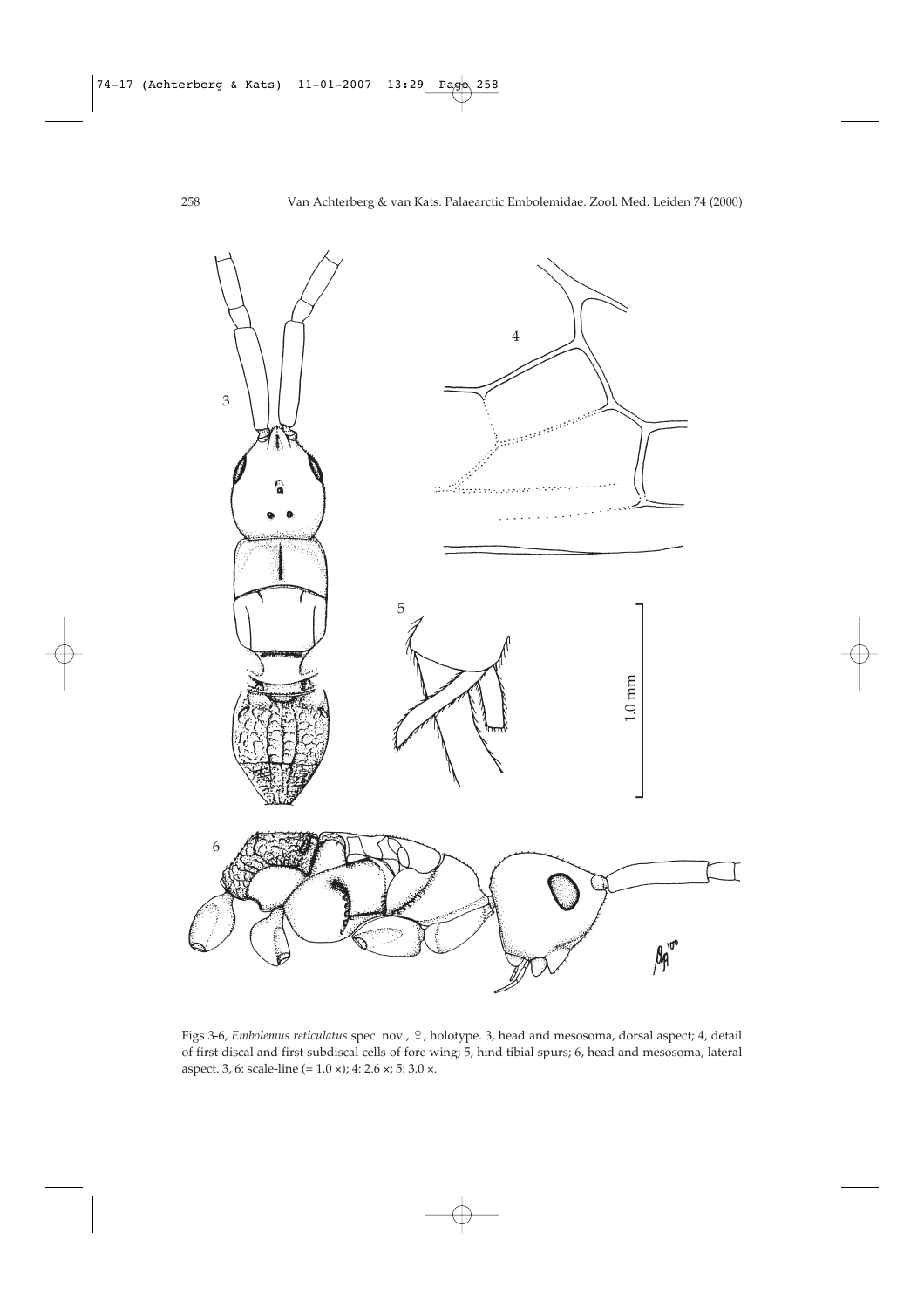Figs 3-6, *Embolemus reticulatus* spec. nov., ♀, holotype. 3, head and mesosoma, dorsal aspect; 4, detail of first discal and first subdiscal cells of fore wing; 5, hind tibial spurs; 6, head and mesosoma, lateral aspect. 3, 6: scale-line (= 1.0 ×); 4: 2.6 ×; 5: 3.0 ×.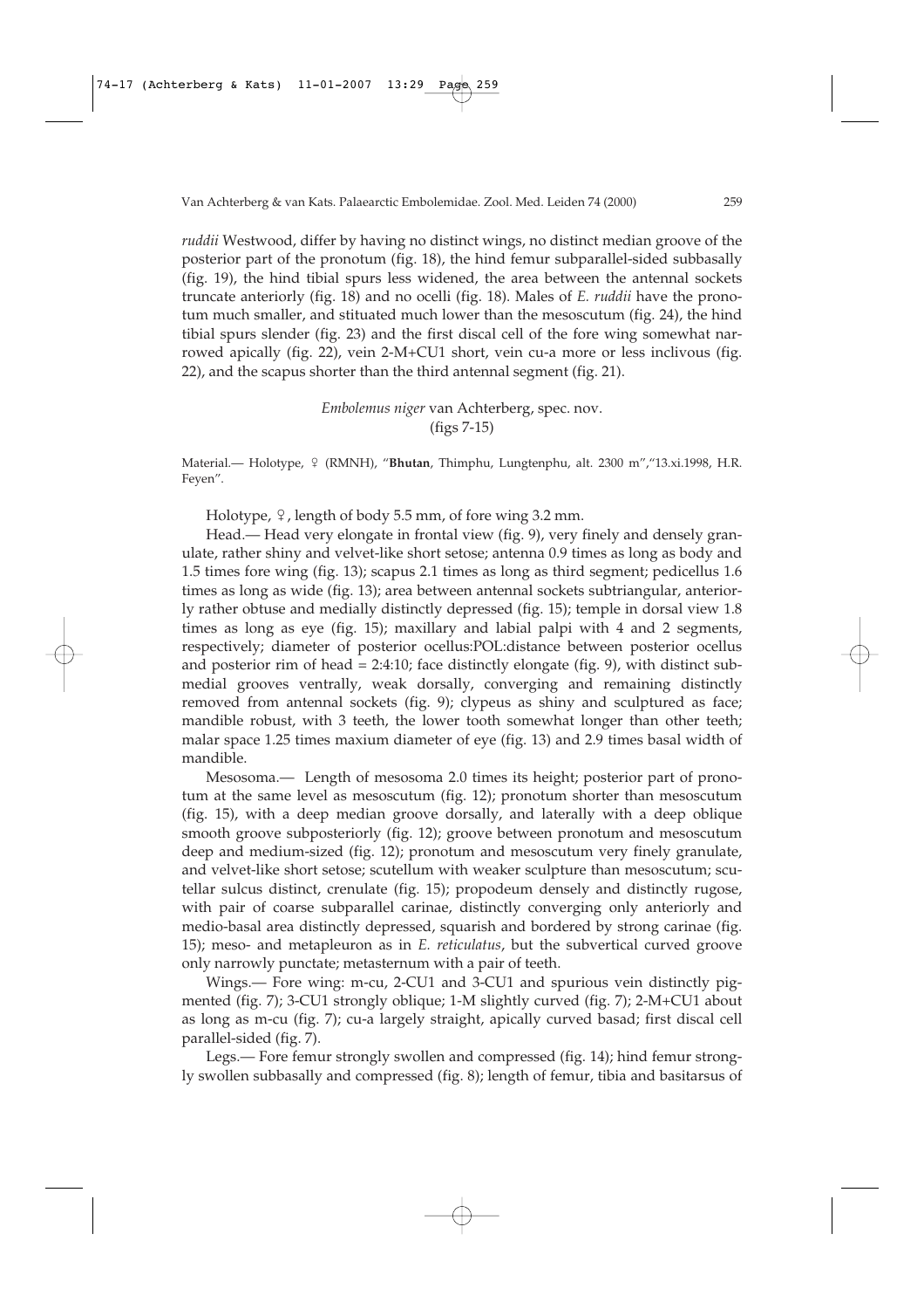*ruddii* Westwood, differ by having no distinct wings, no distinct median groove of the posterior part of the pronotum (fig. 18), the hind femur subparallel-sided subbasally (fig. 19), the hind tibial spurs less widened, the area between the antennal sockets truncate anteriorly (fig. 18) and no ocelli (fig. 18). Males of *E. ruddii* have the pronotum much smaller, and stituated much lower than the mesoscutum (fig. 24), the hind tibial spurs slender (fig. 23) and the first discal cell of the fore wing somewhat narrowed apically (fig. 22), vein 2-M+CU1 short, vein cu-a more or less inclivous (fig. 22), and the scapus shorter than the third antennal segment (fig. 21).

### *Embolemus niger* van Achterberg, spec. nov.
(figs 7-15)

Material.— Holotype, ♀ (RMNH), "**Bhutan**, Thimphu, Lungtenphu, alt. 2300 m","13.xi.1998, H.R. Feyen".

Holotype, ♀, length of body 5.5 mm, of fore wing 3.2 mm.

Head.— Head very elongate in frontal view (fig. 9), very finely and densely granulate, rather shiny and velvet-like short setose; antenna 0.9 times as long as body and 1.5 times fore wing (fig. 13); scapus 2.1 times as long as third segment; pedicellus 1.6 times as long as wide (fig. 13); area between antennal sockets subtriangular, anteriorly rather obtuse and medially distinctly depressed (fig. 15); temple in dorsal view 1.8 times as long as eye (fig. 15); maxillary and labial palpi with 4 and 2 segments, respectively; diameter of posterior ocellus:POL:distance between posterior ocellus and posterior rim of head = 2:4:10; face distinctly elongate (fig. 9), with distinct submedial grooves ventrally, weak dorsally, converging and remaining distinctly removed from antennal sockets (fig. 9); clypeus as shiny and sculptured as face; mandible robust, with 3 teeth, the lower tooth somewhat longer than other teeth; malar space 1.25 times maxium diameter of eye (fig. 13) and 2.9 times basal width of mandible.

Mesosoma.— Length of mesosoma 2.0 times its height; posterior part of pronotum at the same level as mesoscutum (fig. 12); pronotum shorter than mesoscutum (fig. 15), with a deep median groove dorsally, and laterally with a deep oblique smooth groove subposteriorly (fig. 12); groove between pronotum and mesoscutum deep and medium-sized (fig. 12); pronotum and mesoscutum very finely granulate, and velvet-like short setose; scutellum with weaker sculpture than mesoscutum; scutellar sulcus distinct, crenulate (fig. 15); propodeum densely and distinctly rugose, with pair of coarse subparallel carinae, distinctly converging only anteriorly and medio-basal area distinctly depressed, squarish and bordered by strong carinae (fig. 15); meso- and metapleuron as in *E. reticulatus*, but the subvertical curved groove only narrowly punctate; metasternum with a pair of teeth.

Wings.— Fore wing: m-cu, 2-CU1 and 3-CU1 and spurious vein distinctly pigmented (fig. 7); 3-CU1 strongly oblique; 1-M slightly curved (fig. 7); 2-M+CU1 about as long as m-cu (fig. 7); cu-a largely straight, apically curved basad; first discal cell parallel-sided (fig. 7).

Legs.— Fore femur strongly swollen and compressed (fig. 14); hind femur strongly swollen subbasally and compressed (fig. 8); length of femur, tibia and basitarsus of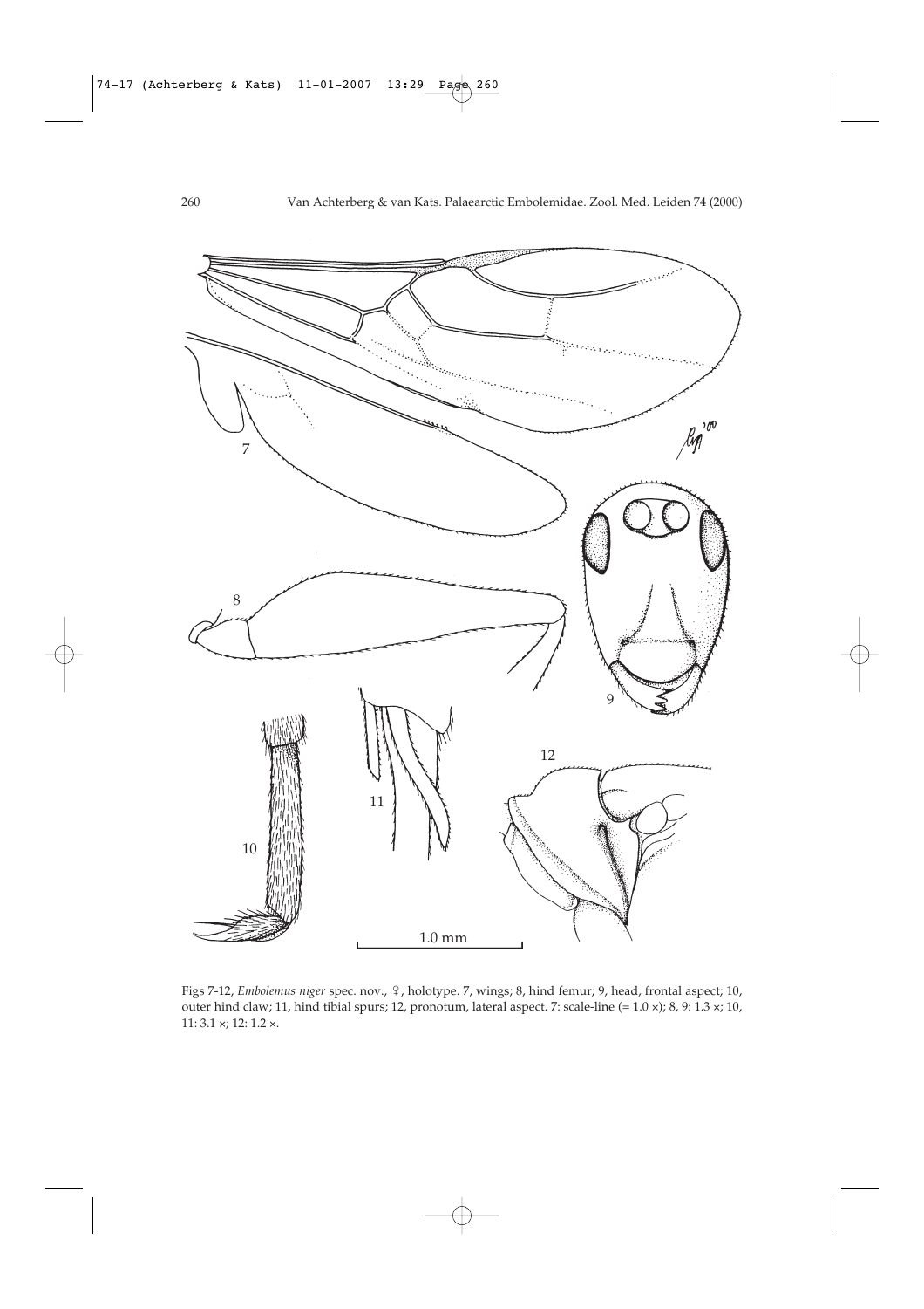Figs 7-12, *Embolemus niger* spec. nov., ♀, holotype. 7, wings; 8, hind femur; 9, head, frontal aspect; 10, outer hind claw; 11, hind tibial spurs; 12, pronotum, lateral aspect. 7: scale-line (= 1.0 ×); 8, 9: 1.3 ×; 10, 11: 3.1 ×; 12: 1.2 ×.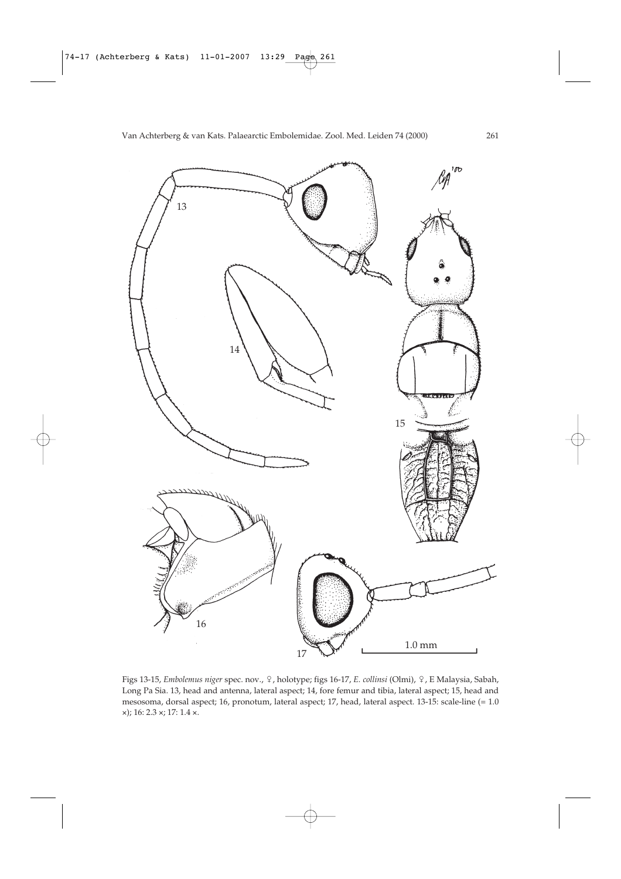Figs 13-15, *Embolemus niger* spec. nov., ♀, holotype; figs 16-17, *E. collinsi* (Olmi), ♀, E Malaysia, Sabah, Long Pa Sia. 13, head and antenna, lateral aspect; 14, fore femur and tibia, lateral aspect; 15, head and mesosoma, dorsal aspect; 16, pronotum, lateral aspect; 17, head, lateral aspect. 13-15: scale-line (= 1.0 ×); 16: 2.3 ×; 17: 1.4 ×.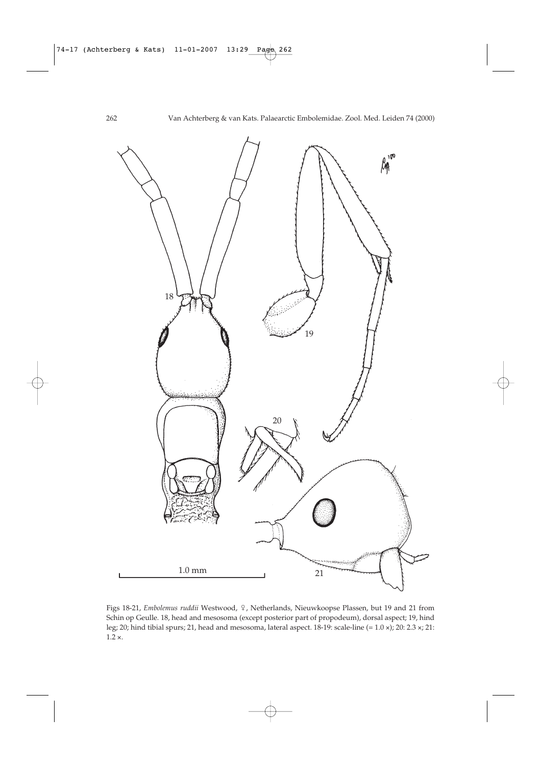Figs 18-21, *Embolemus ruddii* Westwood, ♀, Netherlands, Nieuwkoopse Plassen, but 19 and 21 from Schin op Geulle. 18, head and mesosoma (except posterior part of propodeum), dorsal aspect; 19, hind leg; 20; hind tibial spurs; 21, head and mesosoma, lateral aspect. 18-19: scale-line (= 1.0 ×); 20: 2.3 ×; 21: 1.2 ×.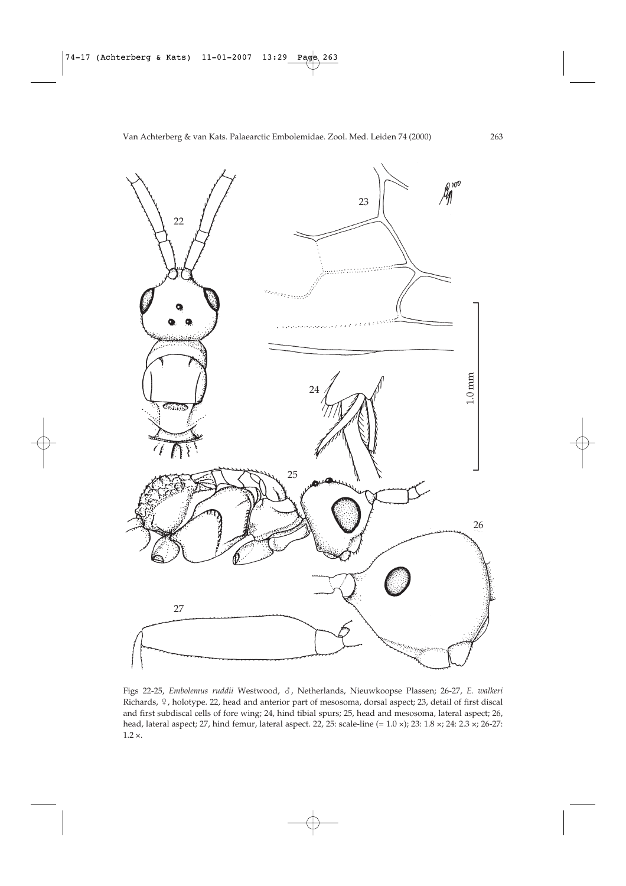Figs 22-25, *Embolemus ruddii* Westwood, ♂, Netherlands, Nieuwkoopse Plassen; 26-27, *E. walkeri* Richards, ♀, holotype. 22, head and anterior part of mesosoma, dorsal aspect; 23, detail of first discal and first subdiscal cells of fore wing; 24, hind tibial spurs; 25, head and mesosoma, lateral aspect; 26, head, lateral aspect; 27, hind femur, lateral aspect. 22, 25: scale-line (= 1.0 ×); 23: 1.8 ×; 24: 2.3 ×; 26-27: 1.2 ×.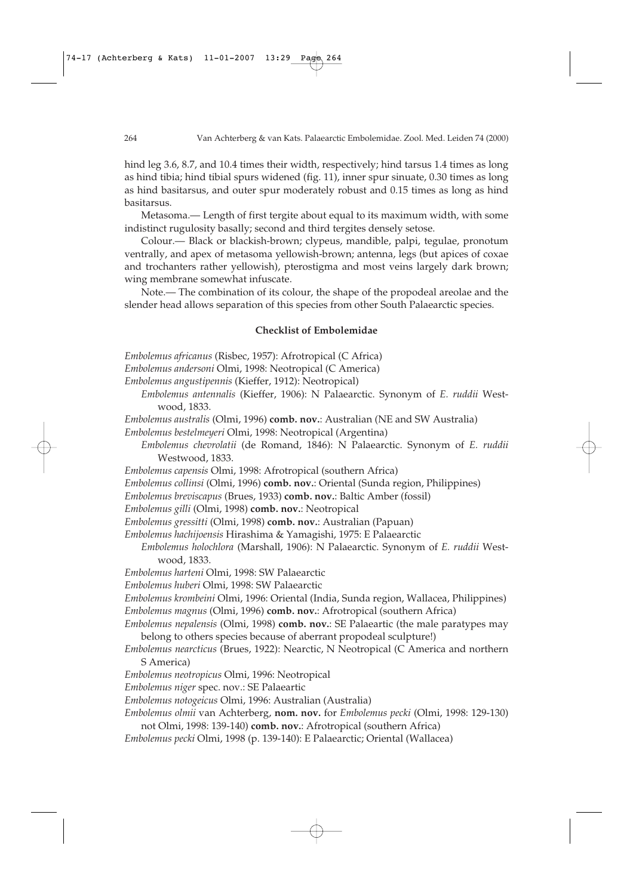hind leg 3.6, 8.7, and 10.4 times their width, respectively; hind tarsus 1.4 times as long as hind tibia; hind tibial spurs widened (fig. 11), inner spur sinuate, 0.30 times as long as hind basitarsus, and outer spur moderately robust and 0.15 times as long as hind basitarsus.

Metasoma.— Length of first tergite about equal to its maximum width, with some indistinct rugulosity basally; second and third tergites densely setose.

Colour.— Black or blackish-brown; clypeus, mandible, palpi, tegulae, pronotum ventrally, and apex of metasoma yellowish-brown; antenna, legs (but apices of coxae and trochanters rather yellowish), pterostigma and most veins largely dark brown; wing membrane somewhat infuscate.

Note.— The combination of its colour, the shape of the propodeal areolae and the slender head allows separation of this species from other South Palaearctic species.

### Checklist of Embolemidae

*Embolemus africanus* (Risbec, 1957): Afrotropical (C Africa)

*Embolemus andersoni* Olmi, 1998: Neotropical (C America)

*Embolemus angustipennis* (Kieffer, 1912): Neotropical)

*Embolemus antennalis* (Kieffer, 1906): N Palaearctic. Synonym of *E. ruddii* Westwood, 1833.

*Embolemus australis* (Olmi, 1996) **comb. nov.**: Australian (NE and SW Australia)

*Embolemus bestelmeyeri* Olmi, 1998: Neotropical (Argentina)

*Embolemus chevrolatii* (de Romand, 1846): N Palaearctic. Synonym of *E. ruddii* Westwood, 1833.

*Embolemus capensis* Olmi, 1998: Afrotropical (southern Africa)

*Embolemus collinsi* (Olmi, 1996) **comb. nov.**: Oriental (Sunda region, Philippines)

*Embolemus breviscapus* (Brues, 1933) **comb. nov.**: Baltic Amber (fossil)

*Embolemus gilli* (Olmi, 1998) **comb. nov.**: Neotropical

*Embolemus gressitti* (Olmi, 1998) **comb. nov.**: Australian (Papuan)

*Embolemus hachijoensis* Hirashima & Yamagishi, 1975: E Palaearctic

*Embolemus holochlora* (Marshall, 1906): N Palaearctic. Synonym of *E. ruddii* Westwood, 1833.

*Embolemus harteni* Olmi, 1998: SW Palaearctic

*Embolemus huberi* Olmi, 1998: SW Palaearctic

*Embolemus krombeini* Olmi, 1996: Oriental (India, Sunda region, Wallacea, Philippines)

*Embolemus magnus* (Olmi, 1996) **comb. nov.**: Afrotropical (southern Africa)

*Embolemus nepalensis* (Olmi, 1998) **comb. nov.**: SE Palaeartic (the male paratypes may belong to others species because of aberrant propodeal sculpture!)

*Embolemus nearcticus* (Brues, 1922): Nearctic, N Neotropical (C America and northern S America)

*Embolemus neotropicus* Olmi, 1996: Neotropical

*Embolemus niger* spec. nov.: SE Palaeartic

*Embolemus notogeicus* Olmi, 1996: Australian (Australia)

*Embolemus olmii* van Achterberg, **nom. nov.** for *Embolemus pecki* (Olmi, 1998: 129-130) not Olmi, 1998: 139-140) **comb. nov.**: Afrotropical (southern Africa)

*Embolemus pecki* Olmi, 1998 (p. 139-140): E Palaearctic; Oriental (Wallacea)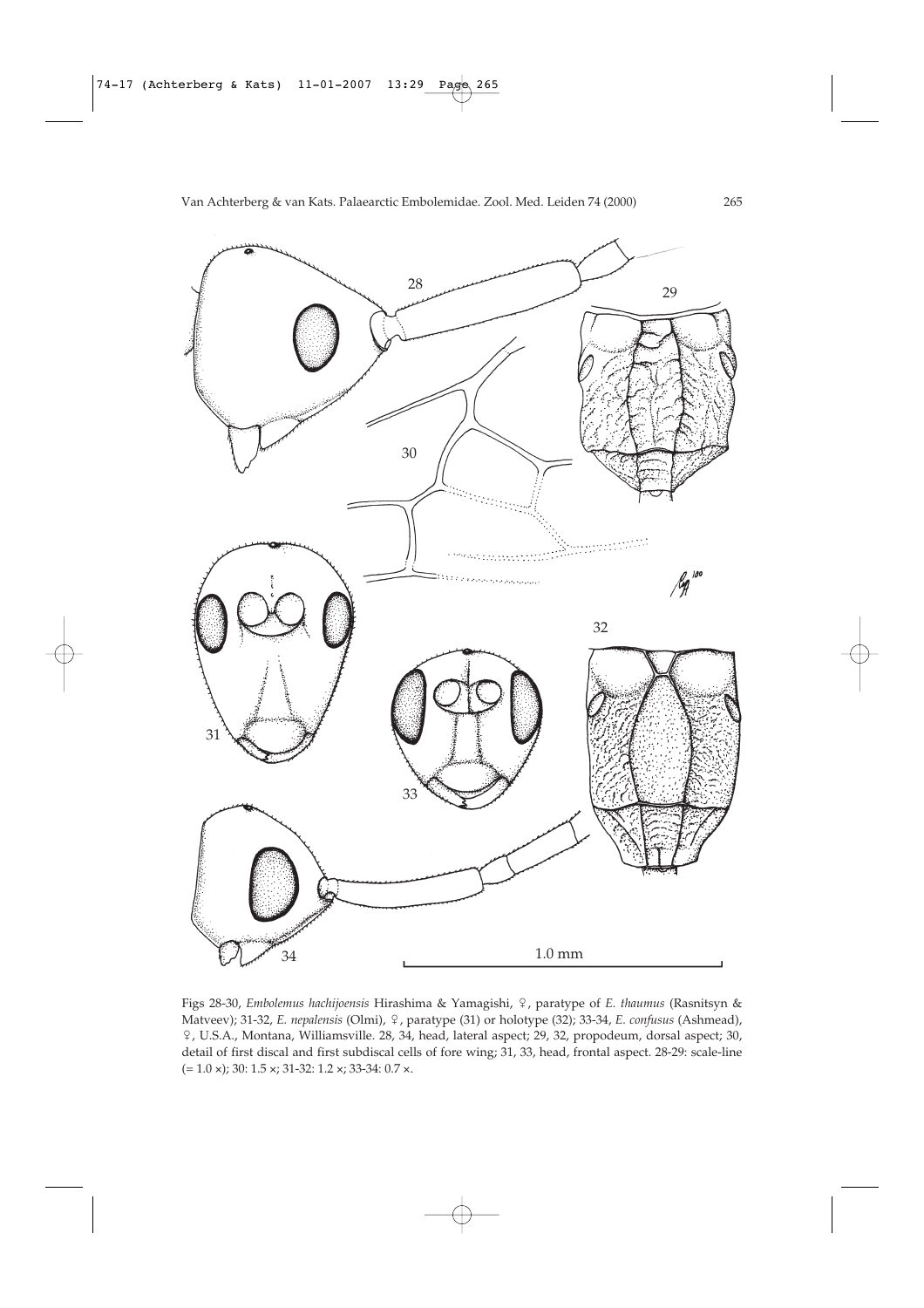Figs 28-30, *Embolemus hachijoensis* Hirashima & Yamagishi, ♀, paratype of *E. thaumus* (Rasnitsyn & Matveev); 31-32, *E. nepalensis* (Olmi), ♀, paratype (31) or holotype (32); 33-34, *E. confusus* (Ashmead), ♀, U.S.A., Montana, Williamsville. 28, 34, head, lateral aspect; 29, 32, propodeum, dorsal aspect; 30, detail of first discal and first subdiscal cells of fore wing; 31, 33, head, frontal aspect. 28-29: scale-line (= 1.0 ×); 30: 1.5 ×; 31-32: 1.2 ×; 33-34: 0.7 ×.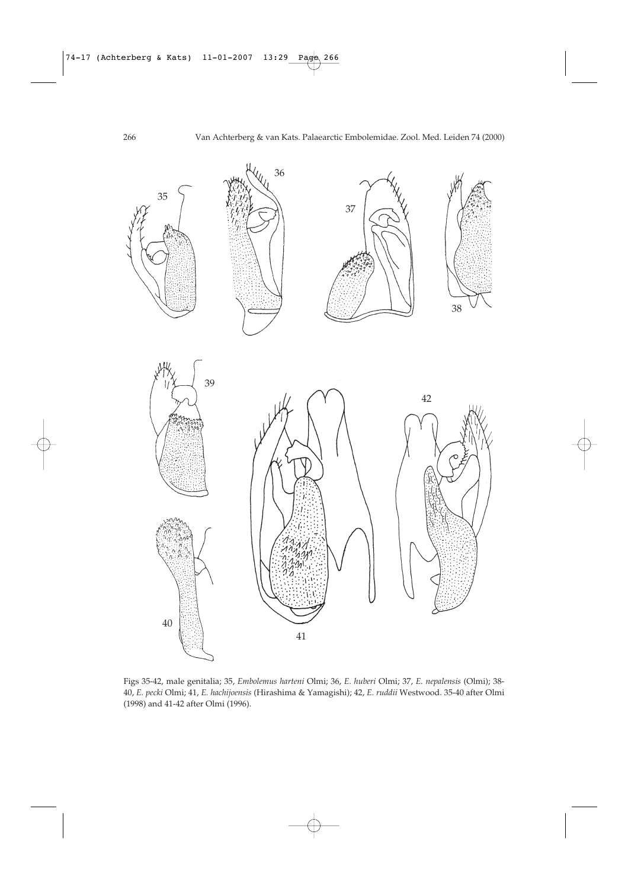Figs 35-42, male genitalia; 35, *Embolemus harteni* Olmi; 36, *E. huberi* Olmi; 37, *E. nepalensis* (Olmi); 38-40, *E. pecki* Olmi; 41, *E. hachijoensis* (Hirashima & Yamagishi); 42, *E. ruddii* Westwood. 35-40 after Olmi (1998) and 41-42 after Olmi (1996).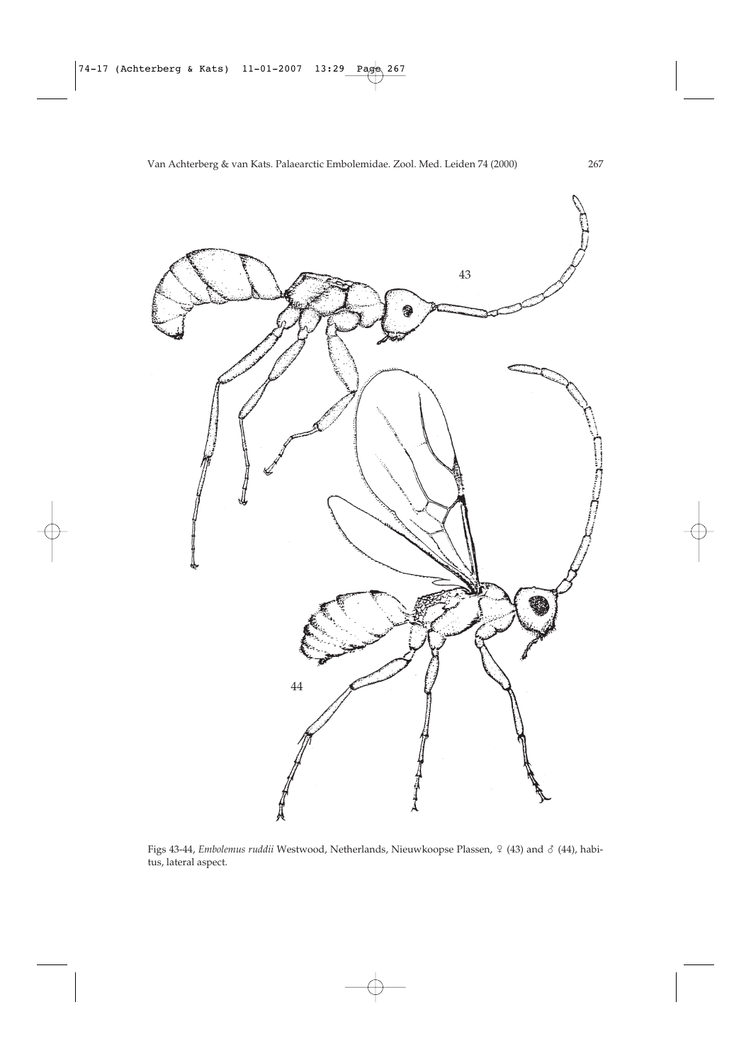Figs 43-44, *Embolemus ruddii* Westwood, Netherlands, Nieuwkoopse Plassen, ♀ (43) and ♂ (44), habitus, lateral aspect.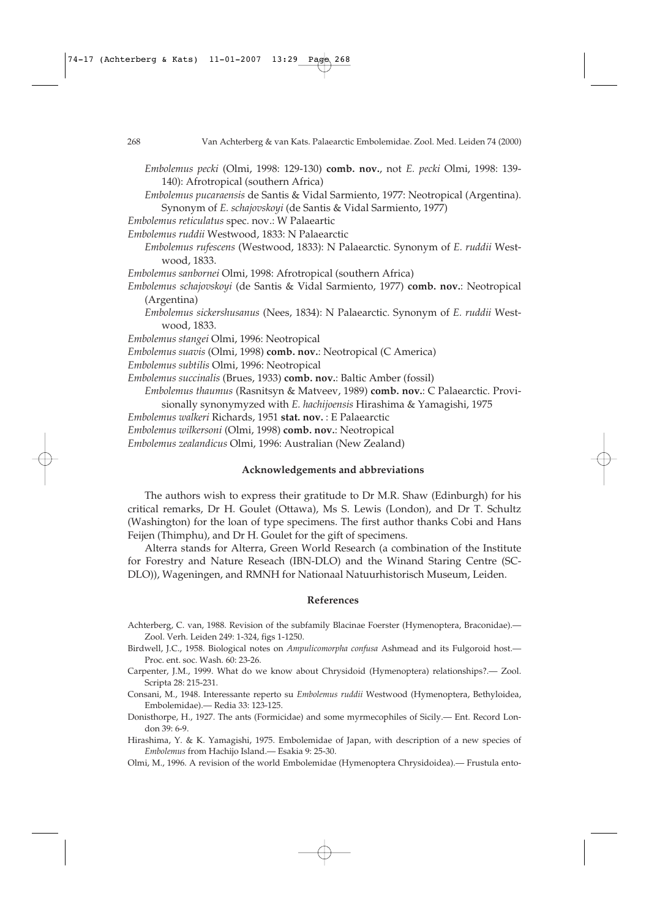*Embolemus pecki* (Olmi, 1998: 129-130) **comb. nov.**, not *E. pecki* Olmi, 1998: 139-140): Afrotropical (southern Africa)

*Embolemus pucaraensis* de Santis & Vidal Sarmiento, 1977: Neotropical (Argentina). Synonym of *E. schajovskoyi* (de Santis & Vidal Sarmiento, 1977)

*Embolemus reticulatus* spec. nov.: W Palaeartic

*Embolemus ruddii* Westwood, 1833: N Palaearctic

*Embolemus rufescens* (Westwood, 1833): N Palaearctic. Synonym of *E. ruddii* Westwood, 1833.

*Embolemus sanbornei* Olmi, 1998: Afrotropical (southern Africa)

*Embolemus schajovskoyi* (de Santis & Vidal Sarmiento, 1977) **comb. nov.**: Neotropical (Argentina)

*Embolemus sickershusanus* (Nees, 1834): N Palaearctic. Synonym of *E. ruddii* Westwood, 1833.

*Embolemus stangei* Olmi, 1996: Neotropical

*Embolemus suavis* (Olmi, 1998) **comb. nov.**: Neotropical (C America)

*Embolemus subtilis* Olmi, 1996: Neotropical

*Embolemus succinalis* (Brues, 1933) **comb. nov.**: Baltic Amber (fossil)

*Embolemus thaumus* (Rasnitsyn & Matveev, 1989) **comb. nov.**: C Palaearctic. Provisionally synonymyzed with *E. hachijoensis* Hirashima & Yamagishi, 1975

*Embolemus walkeri* Richards, 1951 **stat. nov.** : E Palaearctic

*Embolemus wilkersoni* (Olmi, 1998) **comb. nov.**: Neotropical

*Embolemus zealandicus* Olmi, 1996: Australian (New Zealand)

## Acknowledgements and abbreviations

The authors wish to express their gratitude to Dr M.R. Shaw (Edinburgh) for his critical remarks, Dr H. Goulet (Ottawa), Ms S. Lewis (London), and Dr T. Schultz (Washington) for the loan of type specimens. The first author thanks Cobi and Hans Feijen (Thimphu), and Dr H. Goulet for the gift of specimens.

Alterra stands for Alterra, Green World Research (a combination of the Institute for Forestry and Nature Reseach (IBN-DLO) and the Winand Staring Centre (SC-DLO)), Wageningen, and RMNH for Nationaal Natuurhistorisch Museum, Leiden.

## References

Achterberg, C. van, 1988. Revision of the subfamily Blacinae Foerster (Hymenoptera, Braconidae).— Zool. Verh. Leiden 249: 1-324, figs 1-1250.

Birdwell, J.C., 1958. Biological notes on *Ampulicomorpha confusa* Ashmead and its Fulgoroid host.— Proc. ent. soc. Wash. 60: 23-26.

Carpenter, J.M., 1999. What do we know about Chrysidoid (Hymenoptera) relationships?.— Zool. Scripta 28: 215-231.

Consani, M., 1948. Interessante reperto su *Embolemus ruddii* Westwood (Hymenoptera, Bethyloidea, Embolemidae).— Redia 33: 123-125.

Donisthorpe, H., 1927. The ants (Formicidae) and some myrmecophiles of Sicily.— Ent. Record London 39: 6-9.

Hirashima, Y. & K. Yamagishi, 1975. Embolemidae of Japan, with description of a new species of *Embolemus* from Hachijo Island.— Esakia 9: 25-30.

Olmi, M., 1996. A revision of the world Embolemidae (Hymenoptera Chrysidoidea).— Frustula ento-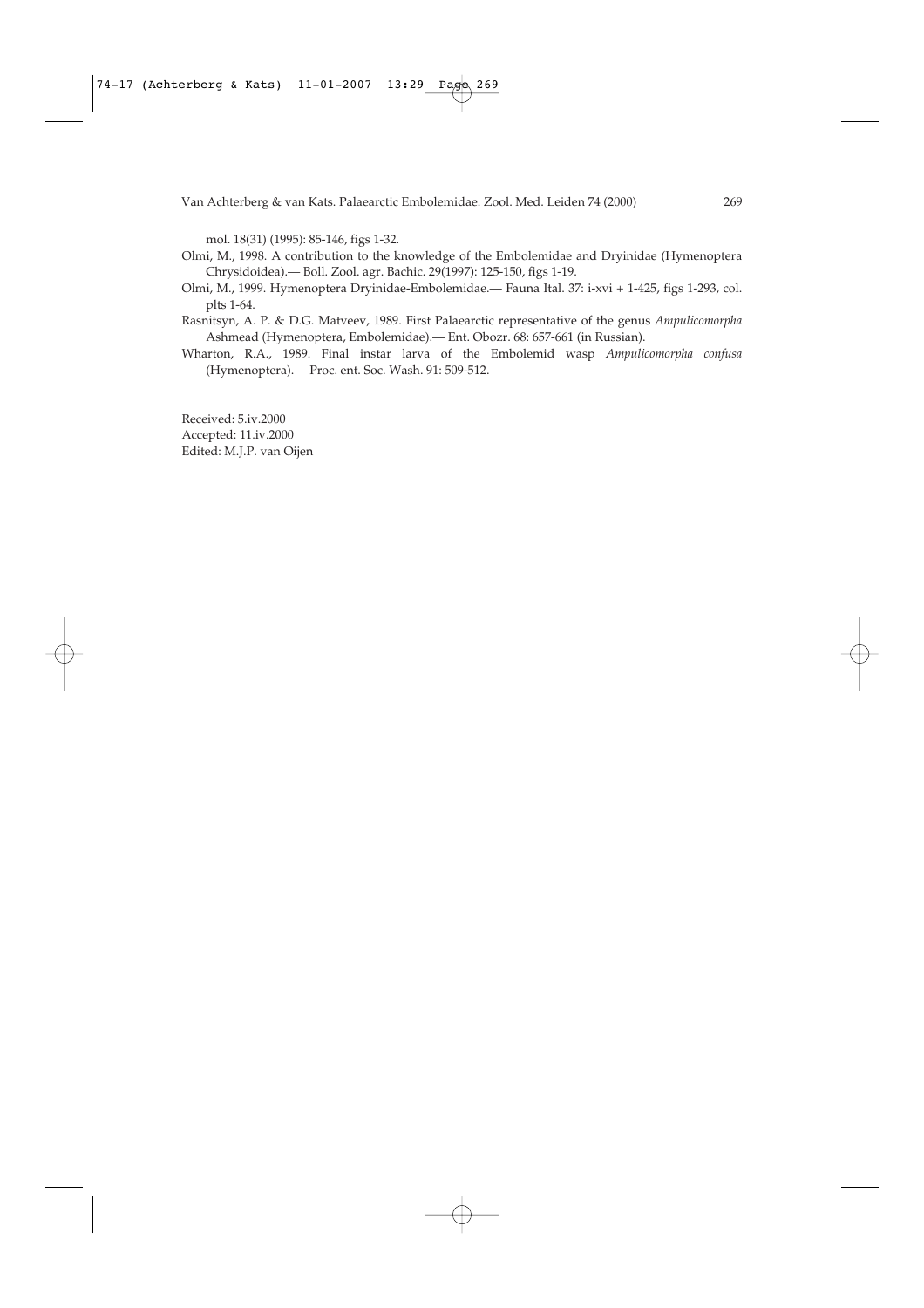mol. 18(31) (1995): 85-146, figs 1-32.

Olmi, M., 1998. A contribution to the knowledge of the Embolemidae and Dryinidae (Hymenoptera Chrysidoidea).— Boll. Zool. agr. Bachic. 29(1997): 125-150, figs 1-19.

Olmi, M., 1999. Hymenoptera Dryinidae-Embolemidae.— Fauna Ital. 37: i-xvi + 1-425, figs 1-293, col. plts 1-64.

Rasnitsyn, A. P. & D.G. Matveev, 1989. First Palaearctic representative of the genus *Ampulicomorpha* Ashmead (Hymenoptera, Embolemidae).— Ent. Obozr. 68: 657-661 (in Russian).

Wharton, R.A., 1989. Final instar larva of the Embolemid wasp *Ampulicomorpha confusa* (Hymenoptera).— Proc. ent. Soc. Wash. 91: 509-512.

Received: 5.iv.2000
Accepted: 11.iv.2000
Edited: M.J.P. van Oijen